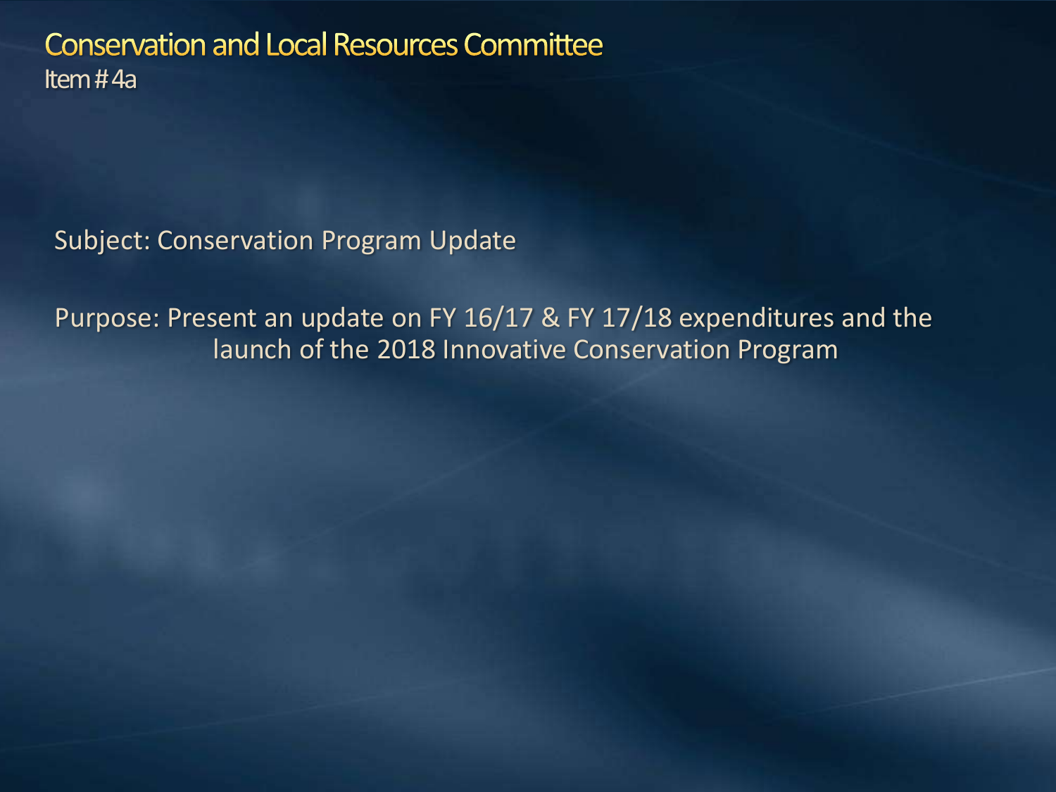# Conservation and Local Resources Committee

Item # 4a

Subject: Conservation Program Update

Purpose: Present an update on FY 16/17 & FY 17/18 expenditures and the launch of the 2018 Innovative Conservation Program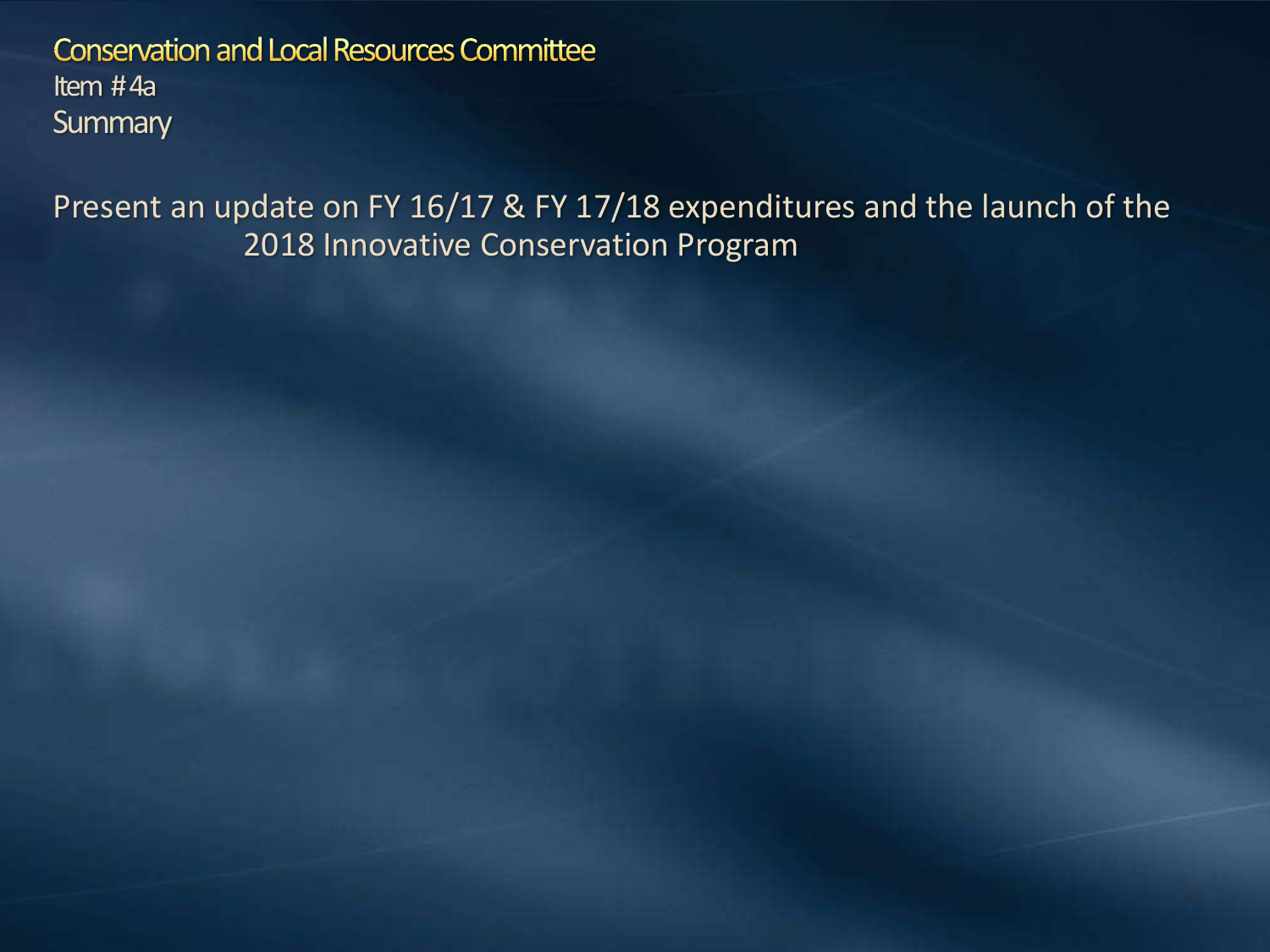# Conservation and Local Resources Committee

Item # 4a

## Summary

Present an update on FY 16/17 & FY 17/18 expenditures and the launch of the 2018 Innovative Conservation Program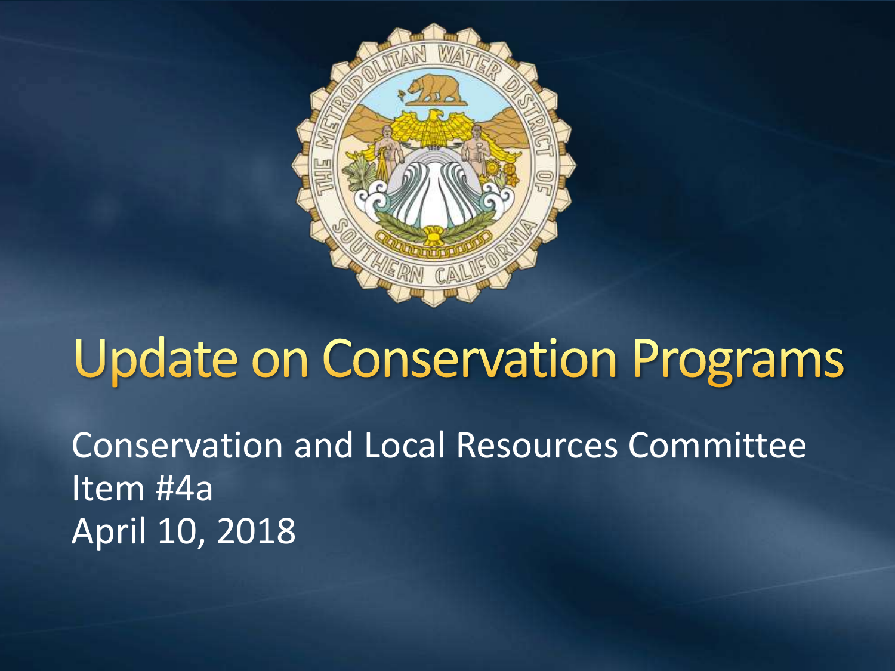# Update on Conservation Programs

Conservation and Local Resources Committee
Item #4a
April 10, 2018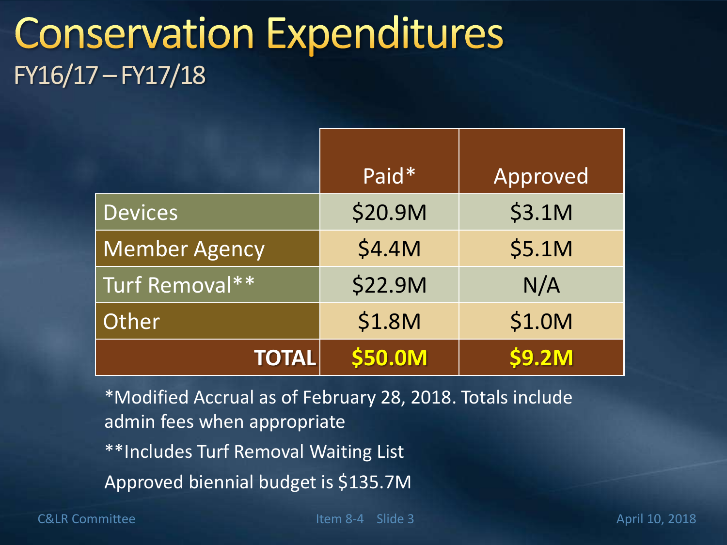# Conservation Expenditures

## FY16/17 – FY17/18

| | Paid* | Approved |
|---|---|---|
| Devices | $20.9M | $3.1M |
| Member Agency | $4.4M | $5.1M |
| Turf Removal** | $22.9M | N/A |
| Other | $1.8M | $1.0M |
| **TOTAL** | **$50.0M** | **$9.2M** |

*Modified Accrual as of February 28, 2018. Totals include admin fees when appropriate

**Includes Turf Removal Waiting List

Approved biennial budget is $135.7M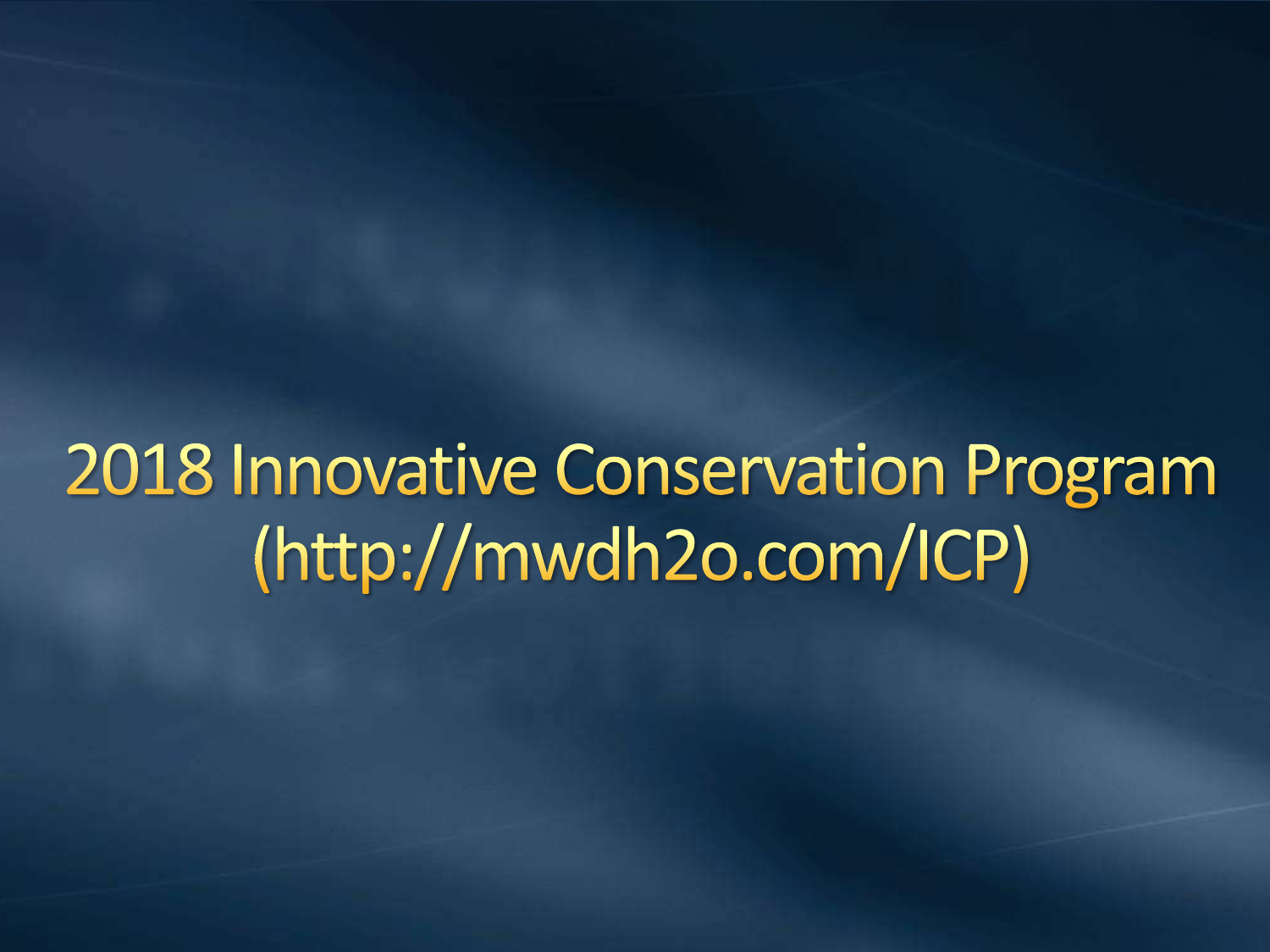# 2018 Innovative Conservation Program (http://mwdh2o.com/ICP)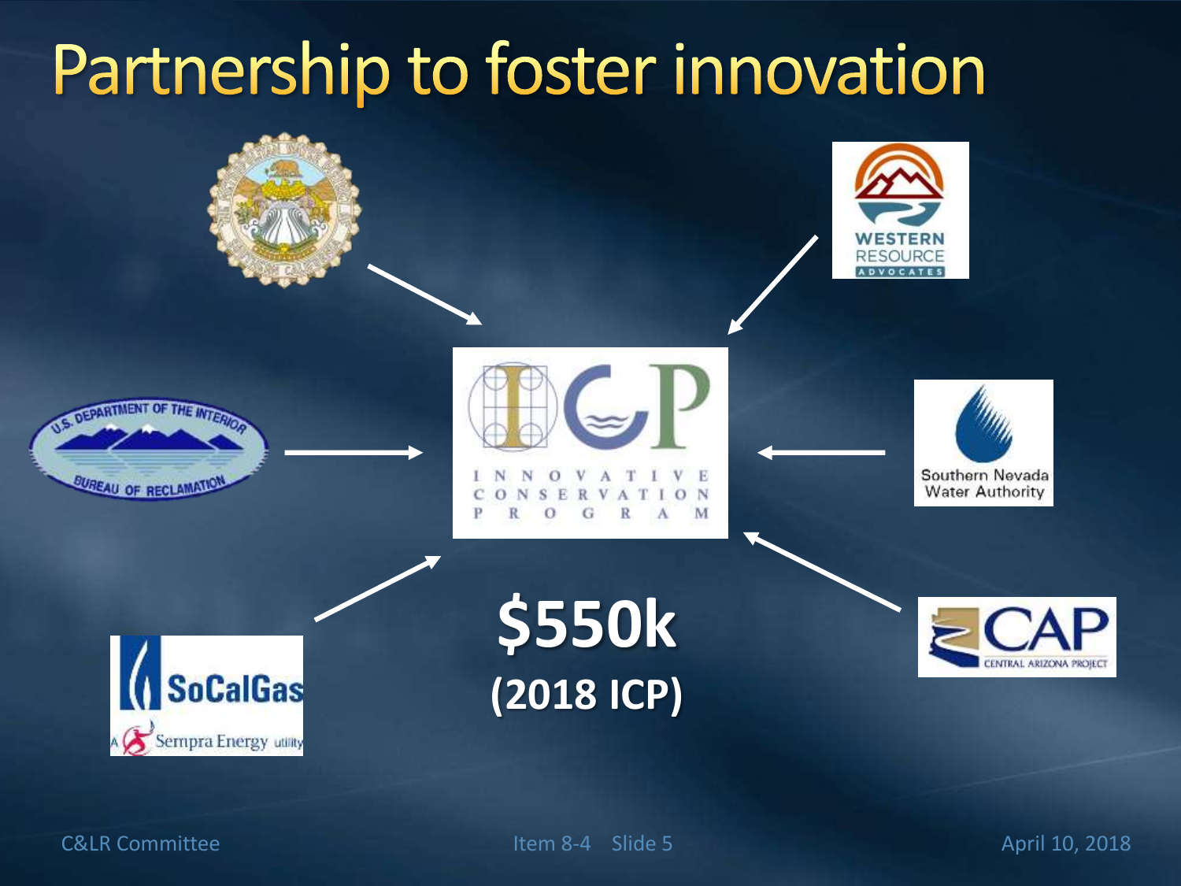# Partnership to foster innovation

**$550k**

**(2018 ICP)**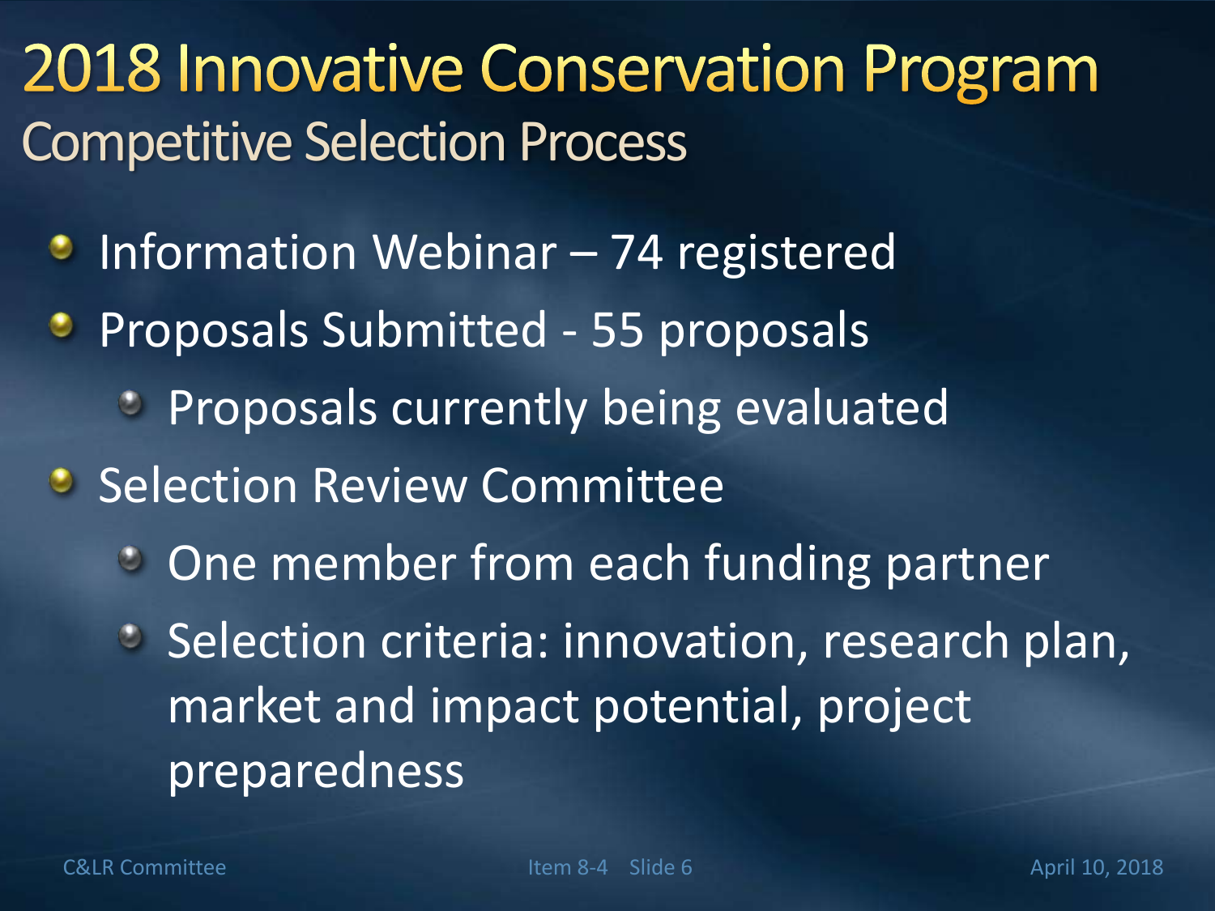# 2018 Innovative Conservation Program

## Competitive Selection Process

- Information Webinar – 74 registered
- Proposals Submitted - 55 proposals
  - Proposals currently being evaluated
- Selection Review Committee
  - One member from each funding partner
  - Selection criteria: innovation, research plan, market and impact potential, project preparedness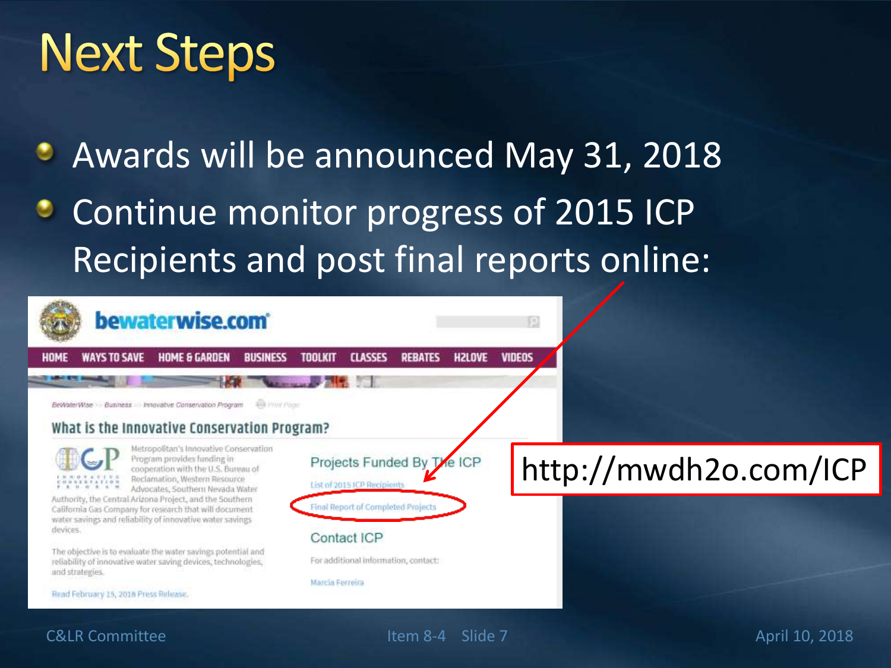# Next Steps

- Awards will be announced May 31, 2018
- Continue monitor progress of 2015 ICP Recipients and post final reports online:

http://mwdh2o.com/ICP